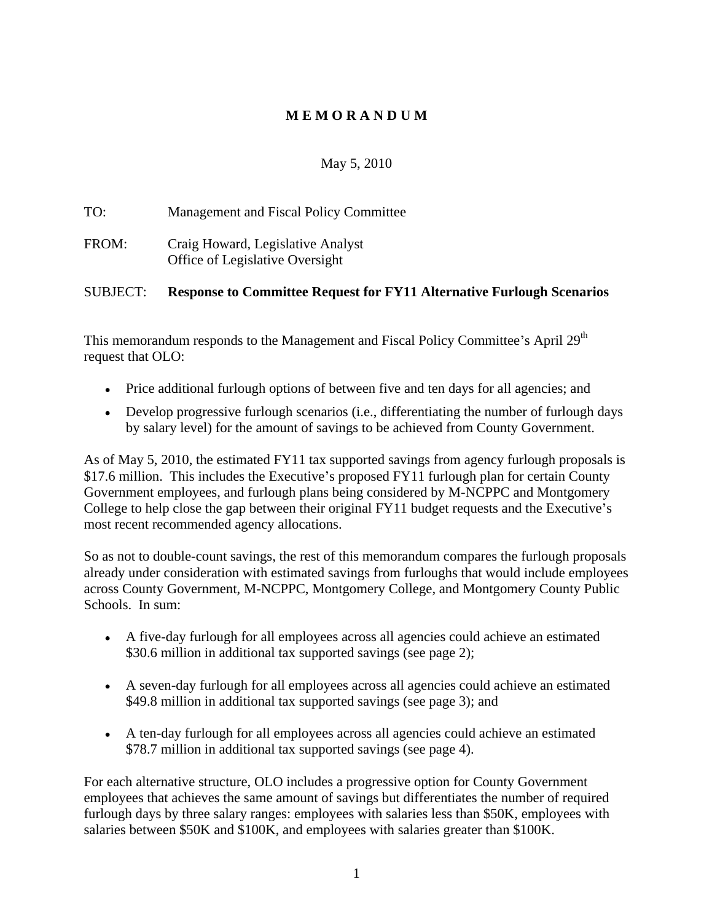# M E M O R A N D U M

May 5, 2010

TO: Management and Fiscal Policy Committee

FROM: Craig Howard, Legislative Analyst
Office of Legislative Oversight

SUBJECT: **Response to Committee Request for FY11 Alternative Furlough Scenarios**

This memorandum responds to the Management and Fiscal Policy Committee's April 29th request that OLO:

- Price additional furlough options of between five and ten days for all agencies; and
- Develop progressive furlough scenarios (i.e., differentiating the number of furlough days by salary level) for the amount of savings to be achieved from County Government.

As of May 5, 2010, the estimated FY11 tax supported savings from agency furlough proposals is $17.6 million. This includes the Executive's proposed FY11 furlough plan for certain County Government employees, and furlough plans being considered by M-NCPPC and Montgomery College to help close the gap between their original FY11 budget requests and the Executive's most recent recommended agency allocations.

So as not to double-count savings, the rest of this memorandum compares the furlough proposals already under consideration with estimated savings from furloughs that would include employees across County Government, M-NCPPC, Montgomery College, and Montgomery County Public Schools. In sum:

- A five-day furlough for all employees across all agencies could achieve an estimated $30.6 million in additional tax supported savings (see page 2);
- A seven-day furlough for all employees across all agencies could achieve an estimated $49.8 million in additional tax supported savings (see page 3); and
- A ten-day furlough for all employees across all agencies could achieve an estimated $78.7 million in additional tax supported savings (see page 4).

For each alternative structure, OLO includes a progressive option for County Government employees that achieves the same amount of savings but differentiates the number of required furlough days by three salary ranges: employees with salaries less than $50K, employees with salaries between $50K and $100K, and employees with salaries greater than $100K.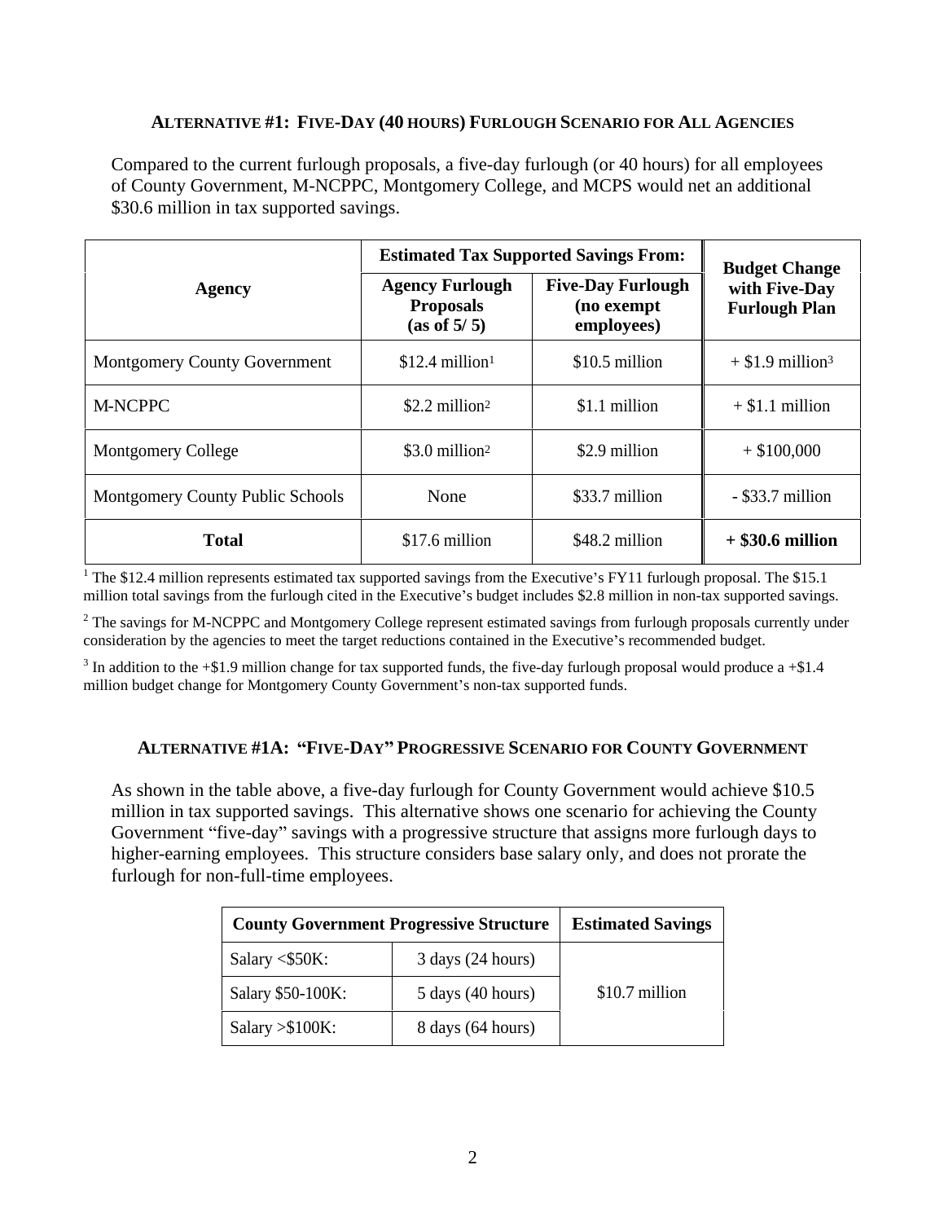### ALTERNATIVE #1: FIVE-DAY (40 HOURS) FURLOUGH SCENARIO FOR ALL AGENCIES

Compared to the current furlough proposals, a five-day furlough (or 40 hours) for all employees of County Government, M-NCPPC, Montgomery College, and MCPS would net an additional $30.6 million in tax supported savings.

| Agency | Estimated Tax Supported Savings From: | | Budget Change with Five-Day Furlough Plan |
|---|---|---|---|
| | **Agency Furlough Proposals (as of 5/ 5)** | **Five-Day Furlough (no exempt employees)** | |
| Montgomery County Government | $12.4 million[1] | $10.5 million | + $1.9 million[3] |
| M-NCPPC | $2.2 million[2] | $1.1 million | + $1.1 million |
| Montgomery College | $3.0 million[2] | $2.9 million | + $100,000 |
| Montgomery County Public Schools | None | $33.7 million | - $33.7 million |
| **Total** | $17.6 million | $48.2 million | **+ $30.6 million** |

[1] The $12.4 million represents estimated tax supported savings from the Executive's FY11 furlough proposal. The $15.1 million total savings from the furlough cited in the Executive's budget includes $2.8 million in non-tax supported savings.

[2] The savings for M-NCPPC and Montgomery College represent estimated savings from furlough proposals currently under consideration by the agencies to meet the target reductions contained in the Executive's recommended budget.

[3] In addition to the +$1.9 million change for tax supported funds, the five-day furlough proposal would produce a +$1.4 million budget change for Montgomery County Government's non-tax supported funds.

### ALTERNATIVE #1A: "FIVE-DAY" PROGRESSIVE SCENARIO FOR COUNTY GOVERNMENT

As shown in the table above, a five-day furlough for County Government would achieve $10.5 million in tax supported savings. This alternative shows one scenario for achieving the County Government "five-day" savings with a progressive structure that assigns more furlough days to higher-earning employees. This structure considers base salary only, and does not prorate the furlough for non-full-time employees.

| County Government Progressive Structure | | Estimated Savings |
|---|---|---|
| Salary <$50K: | 3 days (24 hours) | $10.7 million |
| Salary $50-100K: | 5 days (40 hours) | |
| Salary >$100K: | 8 days (64 hours) | |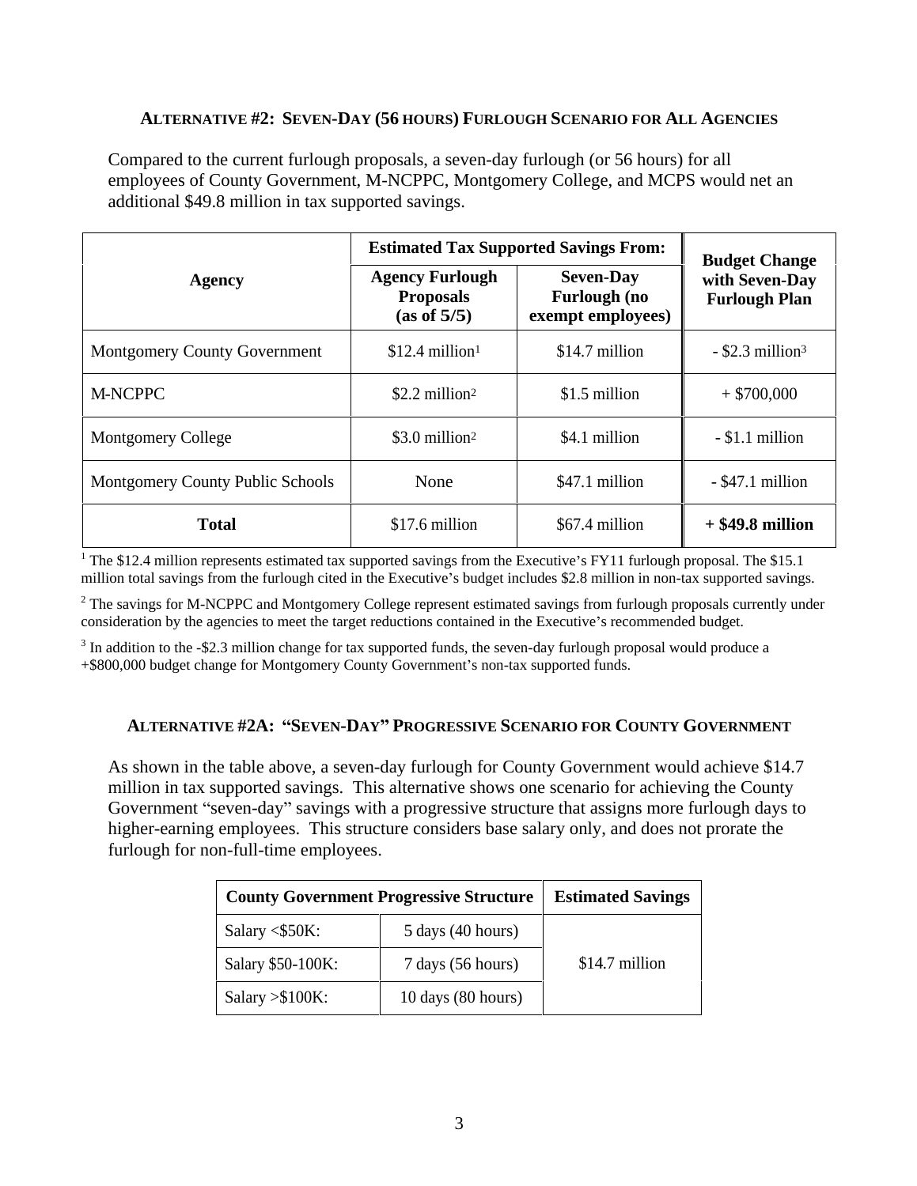### ALTERNATIVE #2: SEVEN-DAY (56 HOURS) FURLOUGH SCENARIO FOR ALL AGENCIES

Compared to the current furlough proposals, a seven-day furlough (or 56 hours) for all employees of County Government, M-NCPPC, Montgomery College, and MCPS would net an additional $49.8 million in tax supported savings.

| Agency | Estimated Tax Supported Savings From: | | Budget Change with Seven-Day Furlough Plan |
|---|---|---|---|
| | Agency Furlough Proposals (as of 5/5) | Seven-Day Furlough (no exempt employees) | |
| Montgomery County Government | $12.4 million[1] | $14.7 million | - $2.3 million[3] |
| M-NCPPC | $2.2 million[2] | $1.5 million | + $700,000 |
| Montgomery College | $3.0 million[2] | $4.1 million | - $1.1 million |
| Montgomery County Public Schools | None | $47.1 million | - $47.1 million |
| **Total** | $17.6 million | $67.4 million | **+ $49.8 million** |

[1] The $12.4 million represents estimated tax supported savings from the Executive's FY11 furlough proposal. The $15.1 million total savings from the furlough cited in the Executive's budget includes $2.8 million in non-tax supported savings.

[2] The savings for M-NCPPC and Montgomery College represent estimated savings from furlough proposals currently under consideration by the agencies to meet the target reductions contained in the Executive's recommended budget.

[3] In addition to the -$2.3 million change for tax supported funds, the seven-day furlough proposal would produce a +$800,000 budget change for Montgomery County Government's non-tax supported funds.

### ALTERNATIVE #2A: "SEVEN-DAY" PROGRESSIVE SCENARIO FOR COUNTY GOVERNMENT

As shown in the table above, a seven-day furlough for County Government would achieve $14.7 million in tax supported savings. This alternative shows one scenario for achieving the County Government "seven-day" savings with a progressive structure that assigns more furlough days to higher-earning employees. This structure considers base salary only, and does not prorate the furlough for non-full-time employees.

| County Government Progressive Structure | | Estimated Savings |
|---|---|---|
| Salary <$50K: | 5 days (40 hours) | $14.7 million |
| Salary $50-100K: | 7 days (56 hours) | |
| Salary >$100K: | 10 days (80 hours) | |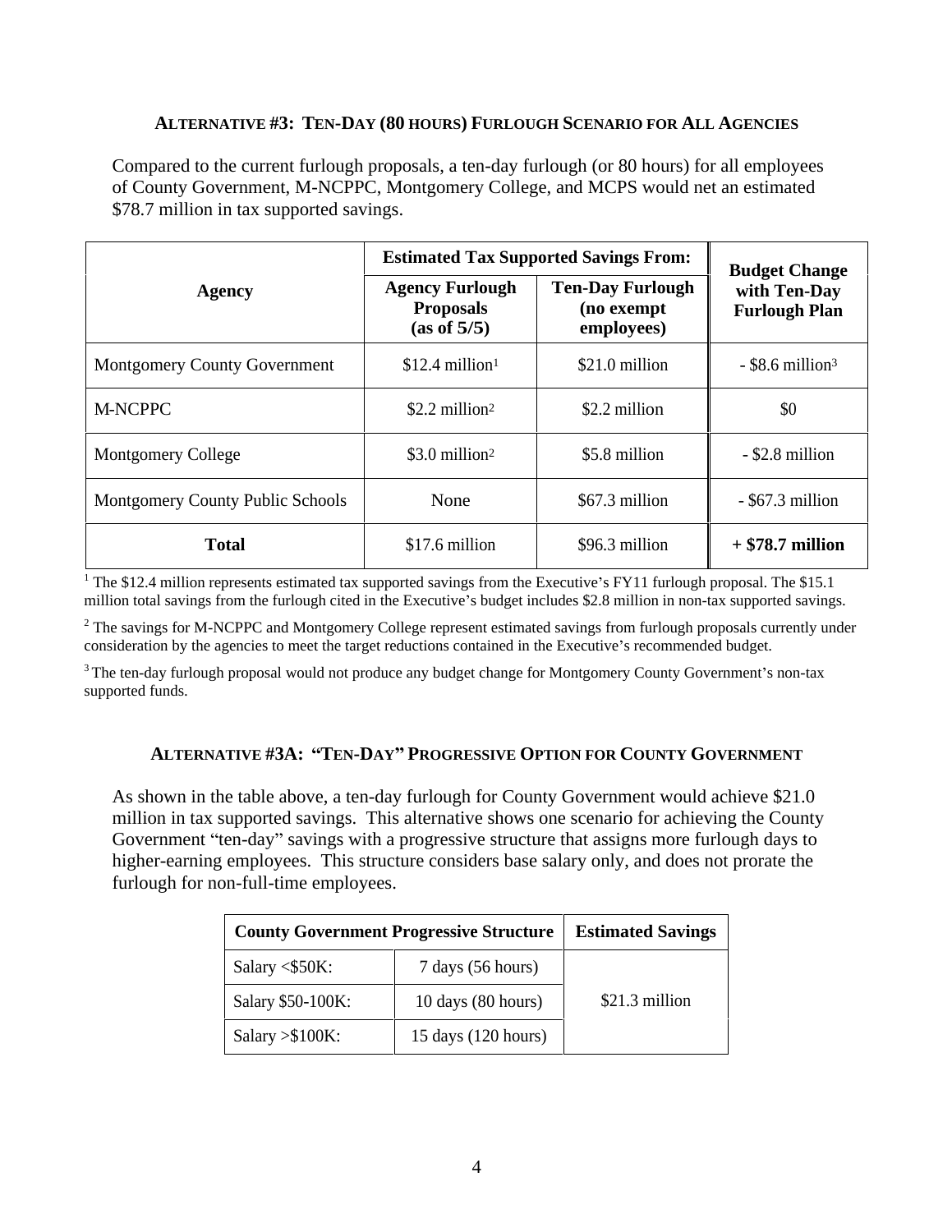### ALTERNATIVE #3: TEN-DAY (80 HOURS) FURLOUGH SCENARIO FOR ALL AGENCIES

Compared to the current furlough proposals, a ten-day furlough (or 80 hours) for all employees of County Government, M-NCPPC, Montgomery College, and MCPS would net an estimated $78.7 million in tax supported savings.

| Agency | Estimated Tax Supported Savings From: | | Budget Change with Ten-Day Furlough Plan |
|---|---|---|---|
| | Agency Furlough Proposals (as of 5/5) | Ten-Day Furlough (no exempt employees) | |
| Montgomery County Government | $12.4 million[1] | $21.0 million | - $8.6 million[3] |
| M-NCPPC | $2.2 million[2] | $2.2 million | $0 |
| Montgomery College | $3.0 million[2] | $5.8 million | - $2.8 million |
| Montgomery County Public Schools | None | $67.3 million | - $67.3 million |
| **Total** | $17.6 million | $96.3 million | **+ $78.7 million** |

[1] The $12.4 million represents estimated tax supported savings from the Executive's FY11 furlough proposal. The $15.1 million total savings from the furlough cited in the Executive's budget includes $2.8 million in non-tax supported savings.

[2] The savings for M-NCPPC and Montgomery College represent estimated savings from furlough proposals currently under consideration by the agencies to meet the target reductions contained in the Executive's recommended budget.

[3] The ten-day furlough proposal would not produce any budget change for Montgomery County Government's non-tax supported funds.

### ALTERNATIVE #3A: "TEN-DAY" PROGRESSIVE OPTION FOR COUNTY GOVERNMENT

As shown in the table above, a ten-day furlough for County Government would achieve $21.0 million in tax supported savings. This alternative shows one scenario for achieving the County Government "ten-day" savings with a progressive structure that assigns more furlough days to higher-earning employees. This structure considers base salary only, and does not prorate the furlough for non-full-time employees.

| County Government Progressive Structure | | Estimated Savings |
|---|---|---|
| Salary <$50K: | 7 days (56 hours) | $21.3 million |
| Salary $50-100K: | 10 days (80 hours) | |
| Salary >$100K: | 15 days (120 hours) | |